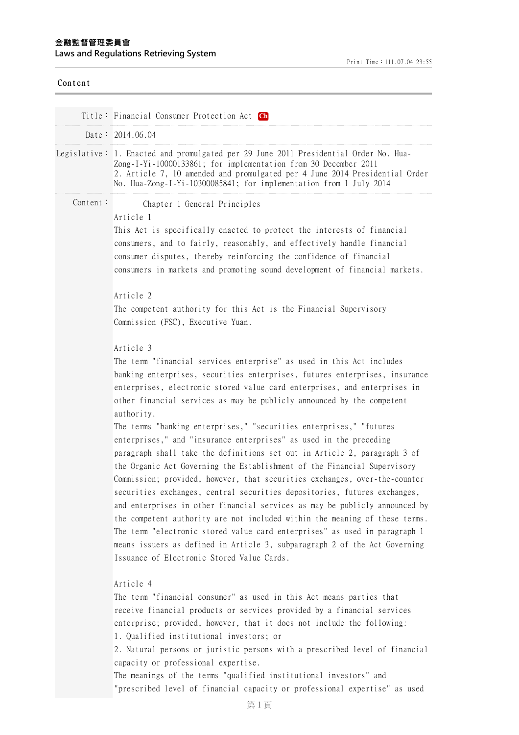金融監督管理委員會
Laws and Regulations Retrieving System

Print Time：111.07.04 23:55

Content

| | |
|---|---|
| Title： | Financial Consumer Protection Act Ch |
| Date： | 2014.06.04 |
| Legislative： | 1. Enacted and promulgated per 29 June 2011 Presidential Order No. Hua-Zong-I-Yi-10000133861; for implementation from 30 December 2011<br>2. Article 7, 10 amended and promulgated per 4 June 2014 Presidential Order No. Hua-Zong-I-Yi-10300085841; for implementation from 1 July 2014 |

Content：

## Chapter 1 General Principles

### Article 1

This Act is specifically enacted to protect the interests of financial consumers, and to fairly, reasonably, and effectively handle financial consumer disputes, thereby reinforcing the confidence of financial consumers in markets and promoting sound development of financial markets.

### Article 2

The competent authority for this Act is the Financial Supervisory Commission (FSC), Executive Yuan.

### Article 3

The term "financial services enterprise" as used in this Act includes banking enterprises, securities enterprises, futures enterprises, insurance enterprises, electronic stored value card enterprises, and enterprises in other financial services as may be publicly announced by the competent authority.

The terms "banking enterprises," "securities enterprises," "futures enterprises," and "insurance enterprises" as used in the preceding paragraph shall take the definitions set out in Article 2, paragraph 3 of the Organic Act Governing the Establishment of the Financial Supervisory Commission; provided, however, that securities exchanges, over-the-counter securities exchanges, central securities depositories, futures exchanges, and enterprises in other financial services as may be publicly announced by the competent authority are not included within the meaning of these terms.

The term "electronic stored value card enterprises" as used in paragraph 1 means issuers as defined in Article 3, subparagraph 2 of the Act Governing Issuance of Electronic Stored Value Cards.

### Article 4

The term "financial consumer" as used in this Act means parties that receive financial products or services provided by a financial services enterprise; provided, however, that it does not include the following:

1. Qualified institutional investors; or
2. Natural persons or juristic persons with a prescribed level of financial capacity or professional expertise.

The meanings of the terms "qualified institutional investors" and "prescribed level of financial capacity or professional expertise" as used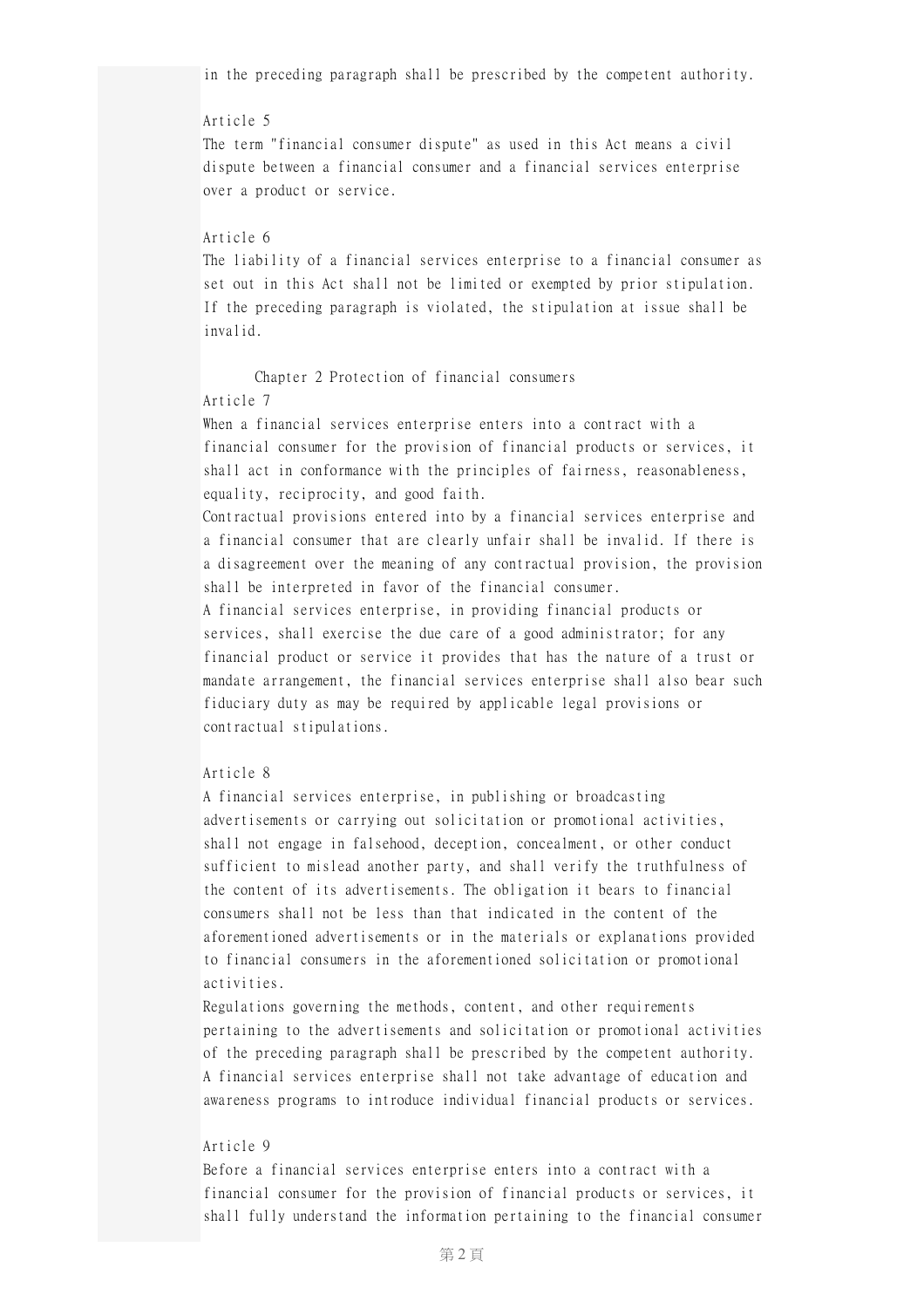in the preceding paragraph shall be prescribed by the competent authority.

Article 5

The term "financial consumer dispute" as used in this Act means a civil dispute between a financial consumer and a financial services enterprise over a product or service.

Article 6

The liability of a financial services enterprise to a financial consumer as set out in this Act shall not be limited or exempted by prior stipulation.

If the preceding paragraph is violated, the stipulation at issue shall be invalid.

## Chapter 2 Protection of financial consumers

Article 7

When a financial services enterprise enters into a contract with a financial consumer for the provision of financial products or services, it shall act in conformance with the principles of fairness, reasonableness, equality, reciprocity, and good faith.

Contractual provisions entered into by a financial services enterprise and a financial consumer that are clearly unfair shall be invalid. If there is a disagreement over the meaning of any contractual provision, the provision shall be interpreted in favor of the financial consumer.

A financial services enterprise, in providing financial products or services, shall exercise the due care of a good administrator; for any financial product or service it provides that has the nature of a trust or mandate arrangement, the financial services enterprise shall also bear such fiduciary duty as may be required by applicable legal provisions or contractual stipulations.

Article 8

A financial services enterprise, in publishing or broadcasting advertisements or carrying out solicitation or promotional activities, shall not engage in falsehood, deception, concealment, or other conduct sufficient to mislead another party, and shall verify the truthfulness of the content of its advertisements. The obligation it bears to financial consumers shall not be less than that indicated in the content of the aforementioned advertisements or in the materials or explanations provided to financial consumers in the aforementioned solicitation or promotional activities.

Regulations governing the methods, content, and other requirements pertaining to the advertisements and solicitation or promotional activities of the preceding paragraph shall be prescribed by the competent authority.

A financial services enterprise shall not take advantage of education and awareness programs to introduce individual financial products or services.

Article 9

Before a financial services enterprise enters into a contract with a financial consumer for the provision of financial products or services, it shall fully understand the information pertaining to the financial consumer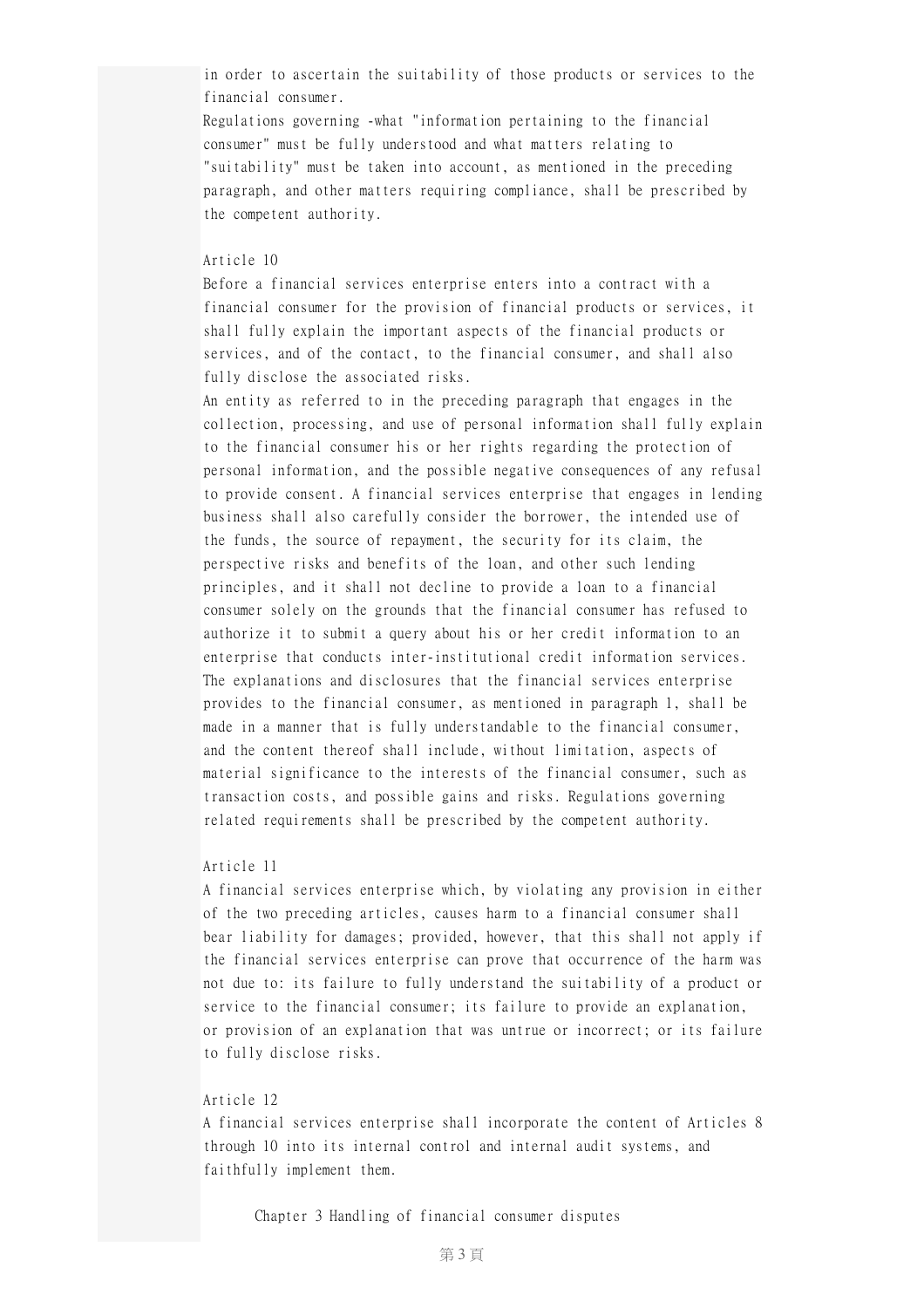in order to ascertain the suitability of those products or services to the financial consumer.

Regulations governing -what "information pertaining to the financial consumer" must be fully understood and what matters relating to "suitability" must be taken into account, as mentioned in the preceding paragraph, and other matters requiring compliance, shall be prescribed by the competent authority.

Article 10

Before a financial services enterprise enters into a contract with a financial consumer for the provision of financial products or services, it shall fully explain the important aspects of the financial products or services, and of the contact, to the financial consumer, and shall also fully disclose the associated risks.

An entity as referred to in the preceding paragraph that engages in the collection, processing, and use of personal information shall fully explain to the financial consumer his or her rights regarding the protection of personal information, and the possible negative consequences of any refusal to provide consent. A financial services enterprise that engages in lending business shall also carefully consider the borrower, the intended use of the funds, the source of repayment, the security for its claim, the perspective risks and benefits of the loan, and other such lending principles, and it shall not decline to provide a loan to a financial consumer solely on the grounds that the financial consumer has refused to authorize it to submit a query about his or her credit information to an enterprise that conducts inter-institutional credit information services.

The explanations and disclosures that the financial services enterprise provides to the financial consumer, as mentioned in paragraph 1, shall be made in a manner that is fully understandable to the financial consumer, and the content thereof shall include, without limitation, aspects of material significance to the interests of the financial consumer, such as transaction costs, and possible gains and risks. Regulations governing related requirements shall be prescribed by the competent authority.

Article 11

A financial services enterprise which, by violating any provision in either of the two preceding articles, causes harm to a financial consumer shall bear liability for damages; provided, however, that this shall not apply if the financial services enterprise can prove that occurrence of the harm was not due to: its failure to fully understand the suitability of a product or service to the financial consumer; its failure to provide an explanation, or provision of an explanation that was untrue or incorrect; or its failure to fully disclose risks.

Article 12

A financial services enterprise shall incorporate the content of Articles 8 through 10 into its internal control and internal audit systems, and faithfully implement them.

## Chapter 3 Handling of financial consumer disputes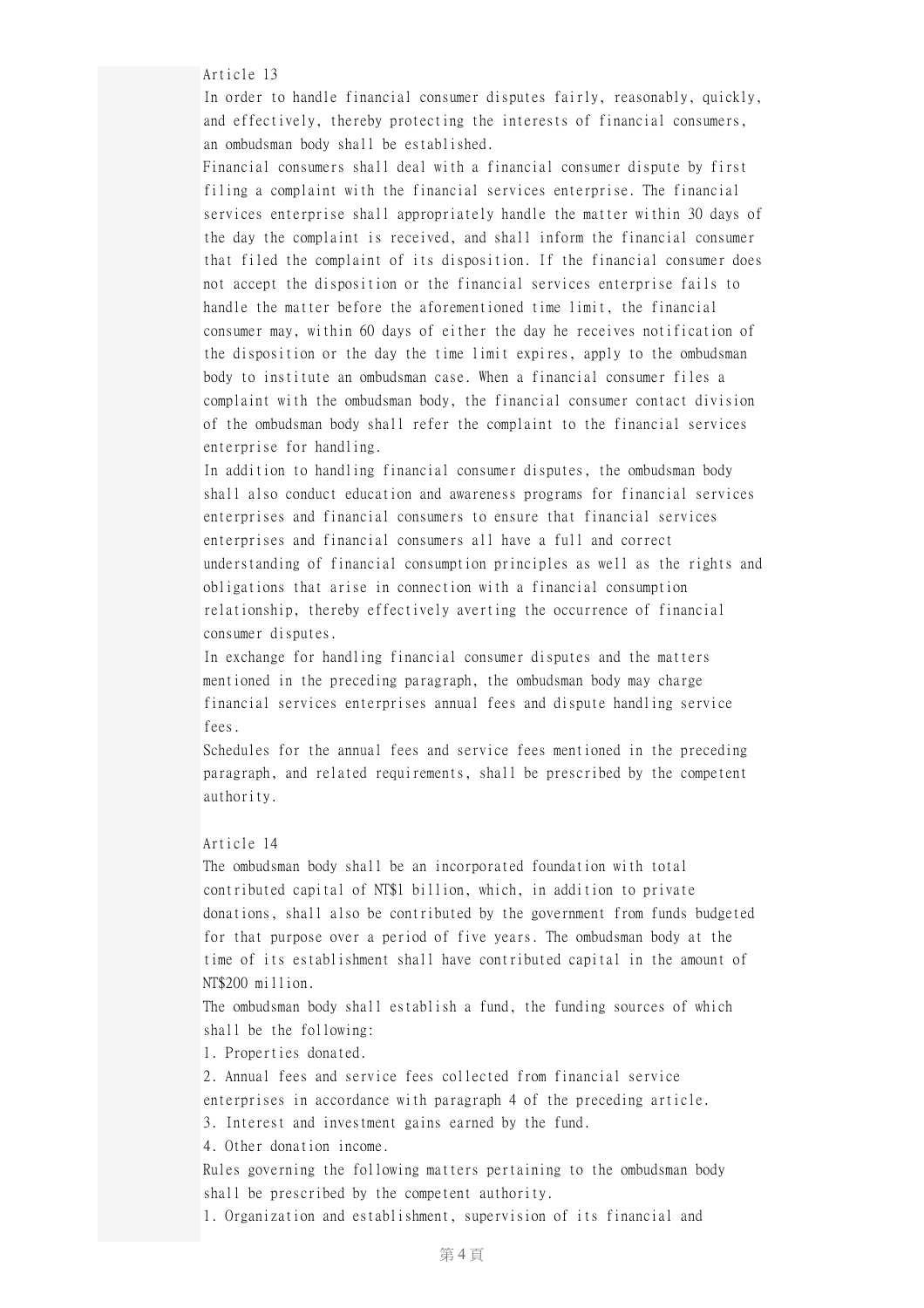Article 13

In order to handle financial consumer disputes fairly, reasonably, quickly, and effectively, thereby protecting the interests of financial consumers, an ombudsman body shall be established.

Financial consumers shall deal with a financial consumer dispute by first filing a complaint with the financial services enterprise. The financial services enterprise shall appropriately handle the matter within 30 days of the day the complaint is received, and shall inform the financial consumer that filed the complaint of its disposition. If the financial consumer does not accept the disposition or the financial services enterprise fails to handle the matter before the aforementioned time limit, the financial consumer may, within 60 days of either the day he receives notification of the disposition or the day the time limit expires, apply to the ombudsman body to institute an ombudsman case. When a financial consumer files a complaint with the ombudsman body, the financial consumer contact division of the ombudsman body shall refer the complaint to the financial services enterprise for handling.

In addition to handling financial consumer disputes, the ombudsman body shall also conduct education and awareness programs for financial services enterprises and financial consumers to ensure that financial services enterprises and financial consumers all have a full and correct understanding of financial consumption principles as well as the rights and obligations that arise in connection with a financial consumption relationship, thereby effectively averting the occurrence of financial consumer disputes.

In exchange for handling financial consumer disputes and the matters mentioned in the preceding paragraph, the ombudsman body may charge financial services enterprises annual fees and dispute handling service fees.

Schedules for the annual fees and service fees mentioned in the preceding paragraph, and related requirements, shall be prescribed by the competent authority.

Article 14

The ombudsman body shall be an incorporated foundation with total contributed capital of NT$1 billion, which, in addition to private donations, shall also be contributed by the government from funds budgeted for that purpose over a period of five years. The ombudsman body at the time of its establishment shall have contributed capital in the amount of NT$200 million.

The ombudsman body shall establish a fund, the funding sources of which shall be the following:

1. Properties donated.
2. Annual fees and service fees collected from financial service enterprises in accordance with paragraph 4 of the preceding article.
3. Interest and investment gains earned by the fund.
4. Other donation income.

Rules governing the following matters pertaining to the ombudsman body shall be prescribed by the competent authority.

1. Organization and establishment, supervision of its financial and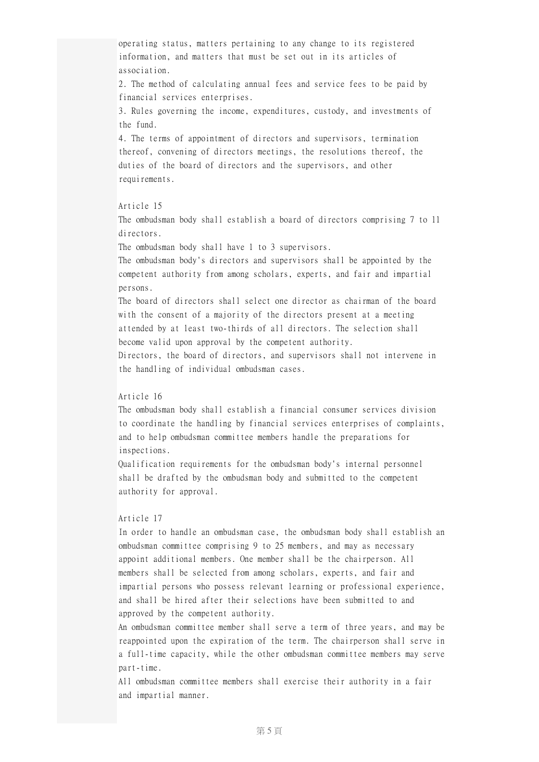operating status, matters pertaining to any change to its registered information, and matters that must be set out in its articles of association.

2. The method of calculating annual fees and service fees to be paid by financial services enterprises.

3. Rules governing the income, expenditures, custody, and investments of the fund.

4. The terms of appointment of directors and supervisors, termination thereof, convening of directors meetings, the resolutions thereof, the duties of the board of directors and the supervisors, and other requirements.

Article 15

The ombudsman body shall establish a board of directors comprising 7 to 11 directors.

The ombudsman body shall have 1 to 3 supervisors.

The ombudsman body's directors and supervisors shall be appointed by the competent authority from among scholars, experts, and fair and impartial persons.

The board of directors shall select one director as chairman of the board with the consent of a majority of the directors present at a meeting attended by at least two-thirds of all directors. The selection shall become valid upon approval by the competent authority.

Directors, the board of directors, and supervisors shall not intervene in the handling of individual ombudsman cases.

Article 16

The ombudsman body shall establish a financial consumer services division to coordinate the handling by financial services enterprises of complaints, and to help ombudsman committee members handle the preparations for inspections.

Qualification requirements for the ombudsman body's internal personnel shall be drafted by the ombudsman body and submitted to the competent authority for approval.

Article 17

In order to handle an ombudsman case, the ombudsman body shall establish an ombudsman committee comprising 9 to 25 members, and may as necessary appoint additional members. One member shall be the chairperson. All members shall be selected from among scholars, experts, and fair and impartial persons who possess relevant learning or professional experience, and shall be hired after their selections have been submitted to and approved by the competent authority.

An ombudsman committee member shall serve a term of three years, and may be reappointed upon the expiration of the term. The chairperson shall serve in a full-time capacity, while the other ombudsman committee members may serve part-time.

All ombudsman committee members shall exercise their authority in a fair and impartial manner.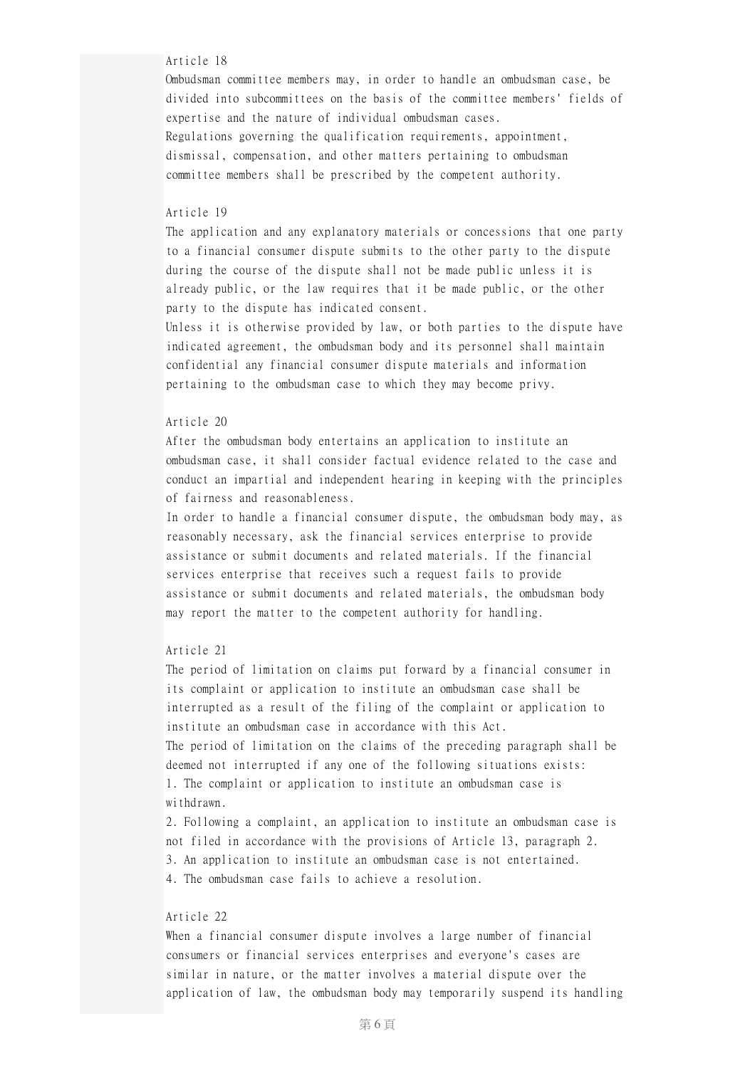Article 18

Ombudsman committee members may, in order to handle an ombudsman case, be divided into subcommittees on the basis of the committee members' fields of expertise and the nature of individual ombudsman cases.

Regulations governing the qualification requirements, appointment, dismissal, compensation, and other matters pertaining to ombudsman committee members shall be prescribed by the competent authority.

Article 19

The application and any explanatory materials or concessions that one party to a financial consumer dispute submits to the other party to the dispute during the course of the dispute shall not be made public unless it is already public, or the law requires that it be made public, or the other party to the dispute has indicated consent.

Unless it is otherwise provided by law, or both parties to the dispute have indicated agreement, the ombudsman body and its personnel shall maintain confidential any financial consumer dispute materials and information pertaining to the ombudsman case to which they may become privy.

Article 20

After the ombudsman body entertains an application to institute an ombudsman case, it shall consider factual evidence related to the case and conduct an impartial and independent hearing in keeping with the principles of fairness and reasonableness.

In order to handle a financial consumer dispute, the ombudsman body may, as reasonably necessary, ask the financial services enterprise to provide assistance or submit documents and related materials. If the financial services enterprise that receives such a request fails to provide assistance or submit documents and related materials, the ombudsman body may report the matter to the competent authority for handling.

Article 21

The period of limitation on claims put forward by a financial consumer in its complaint or application to institute an ombudsman case shall be interrupted as a result of the filing of the complaint or application to institute an ombudsman case in accordance with this Act.

The period of limitation on the claims of the preceding paragraph shall be deemed not interrupted if any one of the following situations exists:

1. The complaint or application to institute an ombudsman case is withdrawn.
2. Following a complaint, an application to institute an ombudsman case is not filed in accordance with the provisions of Article 13, paragraph 2.
3. An application to institute an ombudsman case is not entertained.
4. The ombudsman case fails to achieve a resolution.

Article 22

When a financial consumer dispute involves a large number of financial consumers or financial services enterprises and everyone's cases are similar in nature, or the matter involves a material dispute over the application of law, the ombudsman body may temporarily suspend its handling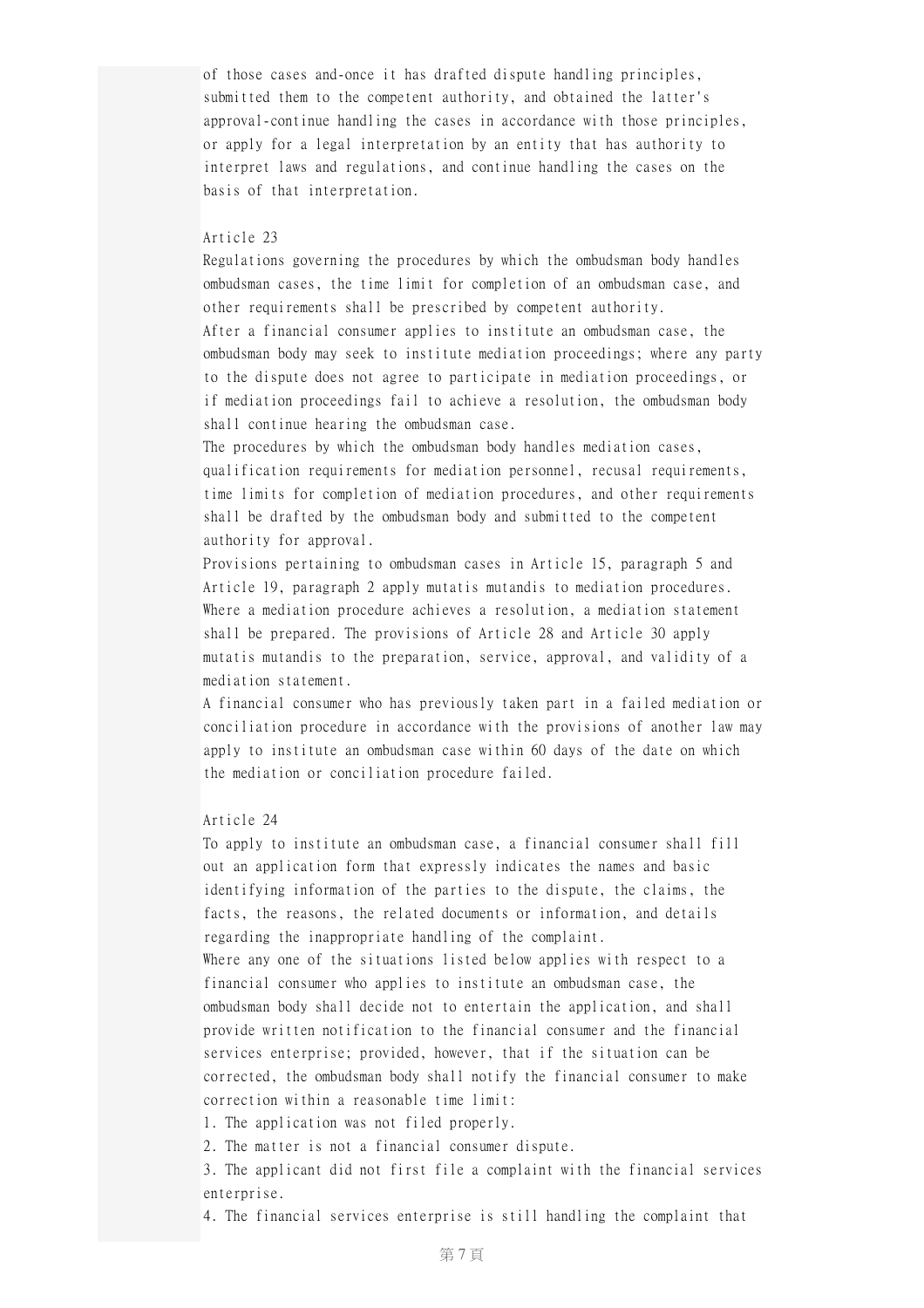of those cases and-once it has drafted dispute handling principles, submitted them to the competent authority, and obtained the latter's approval-continue handling the cases in accordance with those principles, or apply for a legal interpretation by an entity that has authority to interpret laws and regulations, and continue handling the cases on the basis of that interpretation.

Article 23

Regulations governing the procedures by which the ombudsman body handles ombudsman cases, the time limit for completion of an ombudsman case, and other requirements shall be prescribed by competent authority.

After a financial consumer applies to institute an ombudsman case, the ombudsman body may seek to institute mediation proceedings; where any party to the dispute does not agree to participate in mediation proceedings, or if mediation proceedings fail to achieve a resolution, the ombudsman body shall continue hearing the ombudsman case.

The procedures by which the ombudsman body handles mediation cases, qualification requirements for mediation personnel, recusal requirements, time limits for completion of mediation procedures, and other requirements shall be drafted by the ombudsman body and submitted to the competent authority for approval.

Provisions pertaining to ombudsman cases in Article 15, paragraph 5 and Article 19, paragraph 2 apply mutatis mutandis to mediation procedures.

Where a mediation procedure achieves a resolution, a mediation statement shall be prepared. The provisions of Article 28 and Article 30 apply mutatis mutandis to the preparation, service, approval, and validity of a mediation statement.

A financial consumer who has previously taken part in a failed mediation or conciliation procedure in accordance with the provisions of another law may apply to institute an ombudsman case within 60 days of the date on which the mediation or conciliation procedure failed.

Article 24

To apply to institute an ombudsman case, a financial consumer shall fill out an application form that expressly indicates the names and basic identifying information of the parties to the dispute, the claims, the facts, the reasons, the related documents or information, and details regarding the inappropriate handling of the complaint.

Where any one of the situations listed below applies with respect to a financial consumer who applies to institute an ombudsman case, the ombudsman body shall decide not to entertain the application, and shall provide written notification to the financial consumer and the financial services enterprise; provided, however, that if the situation can be corrected, the ombudsman body shall notify the financial consumer to make correction within a reasonable time limit:

1. The application was not filed properly.
2. The matter is not a financial consumer dispute.
3. The applicant did not first file a complaint with the financial services enterprise.
4. The financial services enterprise is still handling the complaint that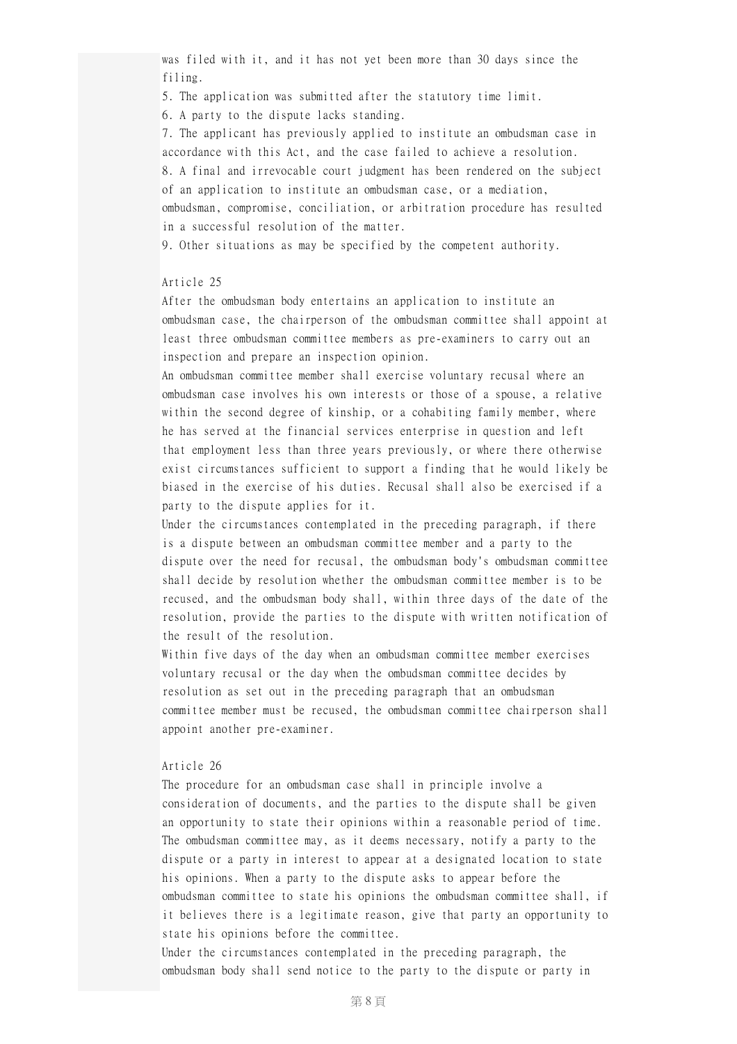was filed with it, and it has not yet been more than 30 days since the filing.

5. The application was submitted after the statutory time limit.
6. A party to the dispute lacks standing.
7. The applicant has previously applied to institute an ombudsman case in accordance with this Act, and the case failed to achieve a resolution.
8. A final and irrevocable court judgment has been rendered on the subject of an application to institute an ombudsman case, or a mediation, ombudsman, compromise, conciliation, or arbitration procedure has resulted in a successful resolution of the matter.
9. Other situations as may be specified by the competent authority.

Article 25

After the ombudsman body entertains an application to institute an ombudsman case, the chairperson of the ombudsman committee shall appoint at least three ombudsman committee members as pre-examiners to carry out an inspection and prepare an inspection opinion.

An ombudsman committee member shall exercise voluntary recusal where an ombudsman case involves his own interests or those of a spouse, a relative within the second degree of kinship, or a cohabiting family member, where he has served at the financial services enterprise in question and left that employment less than three years previously, or where there otherwise exist circumstances sufficient to support a finding that he would likely be biased in the exercise of his duties. Recusal shall also be exercised if a party to the dispute applies for it.

Under the circumstances contemplated in the preceding paragraph, if there is a dispute between an ombudsman committee member and a party to the dispute over the need for recusal, the ombudsman body's ombudsman committee shall decide by resolution whether the ombudsman committee member is to be recused, and the ombudsman body shall, within three days of the date of the resolution, provide the parties to the dispute with written notification of the result of the resolution.

Within five days of the day when an ombudsman committee member exercises voluntary recusal or the day when the ombudsman committee decides by resolution as set out in the preceding paragraph that an ombudsman committee member must be recused, the ombudsman committee chairperson shall appoint another pre-examiner.

Article 26

The procedure for an ombudsman case shall in principle involve a consideration of documents, and the parties to the dispute shall be given an opportunity to state their opinions within a reasonable period of time. The ombudsman committee may, as it deems necessary, notify a party to the dispute or a party in interest to appear at a designated location to state his opinions. When a party to the dispute asks to appear before the ombudsman committee to state his opinions the ombudsman committee shall, if it believes there is a legitimate reason, give that party an opportunity to state his opinions before the committee.

Under the circumstances contemplated in the preceding paragraph, the ombudsman body shall send notice to the party to the dispute or party in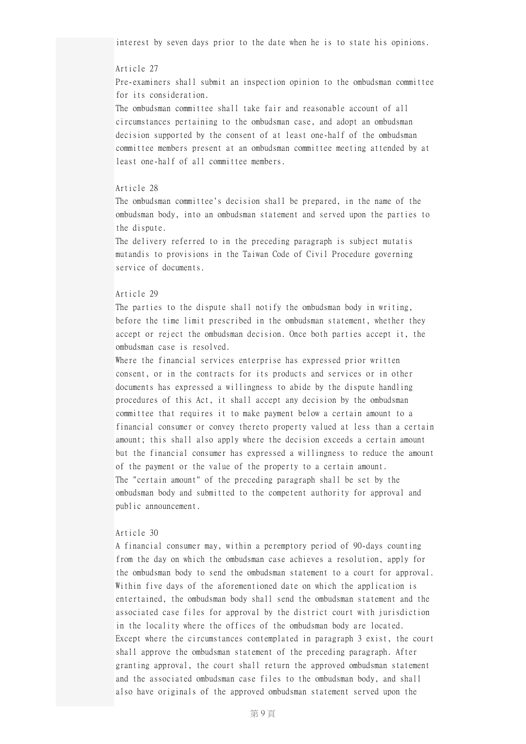interest by seven days prior to the date when he is to state his opinions.

Article 27

Pre-examiners shall submit an inspection opinion to the ombudsman committee for its consideration.

The ombudsman committee shall take fair and reasonable account of all circumstances pertaining to the ombudsman case, and adopt an ombudsman decision supported by the consent of at least one-half of the ombudsman committee members present at an ombudsman committee meeting attended by at least one-half of all committee members.

Article 28

The ombudsman committee's decision shall be prepared, in the name of the ombudsman body, into an ombudsman statement and served upon the parties to the dispute.

The delivery referred to in the preceding paragraph is subject mutatis mutandis to provisions in the Taiwan Code of Civil Procedure governing service of documents.

Article 29

The parties to the dispute shall notify the ombudsman body in writing, before the time limit prescribed in the ombudsman statement, whether they accept or reject the ombudsman decision. Once both parties accept it, the ombudsman case is resolved.

Where the financial services enterprise has expressed prior written consent, or in the contracts for its products and services or in other documents has expressed a willingness to abide by the dispute handling procedures of this Act, it shall accept any decision by the ombudsman committee that requires it to make payment below a certain amount to a financial consumer or convey thereto property valued at less than a certain amount; this shall also apply where the decision exceeds a certain amount but the financial consumer has expressed a willingness to reduce the amount of the payment or the value of the property to a certain amount.

The "certain amount" of the preceding paragraph shall be set by the ombudsman body and submitted to the competent authority for approval and public announcement.

Article 30

A financial consumer may, within a peremptory period of 90-days counting from the day on which the ombudsman case achieves a resolution, apply for the ombudsman body to send the ombudsman statement to a court for approval. Within five days of the aforementioned date on which the application is entertained, the ombudsman body shall send the ombudsman statement and the associated case files for approval by the district court with jurisdiction in the locality where the offices of the ombudsman body are located.

Except where the circumstances contemplated in paragraph 3 exist, the court shall approve the ombudsman statement of the preceding paragraph. After granting approval, the court shall return the approved ombudsman statement and the associated ombudsman case files to the ombudsman body, and shall also have originals of the approved ombudsman statement served upon the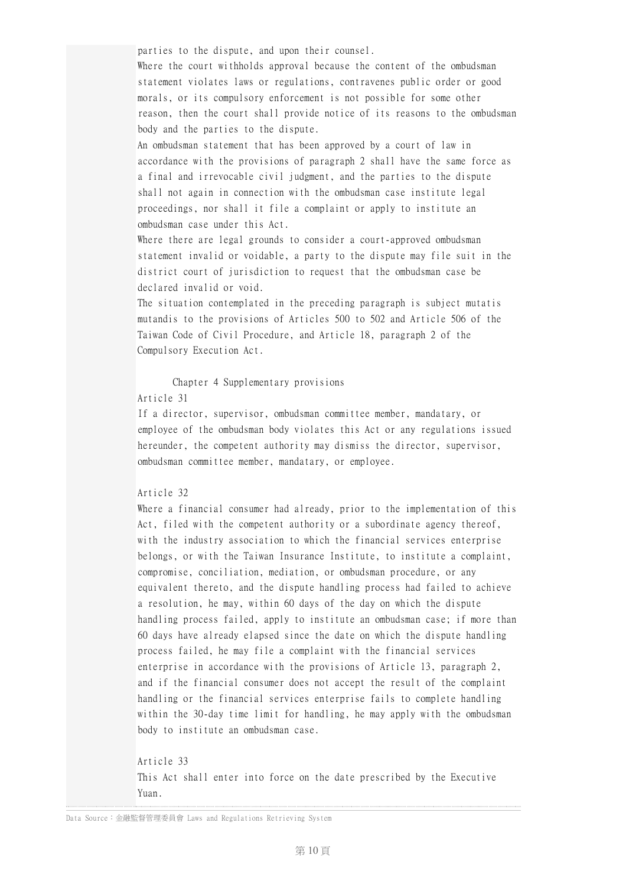parties to the dispute, and upon their counsel.

Where the court withholds approval because the content of the ombudsman statement violates laws or regulations, contravenes public order or good morals, or its compulsory enforcement is not possible for some other reason, then the court shall provide notice of its reasons to the ombudsman body and the parties to the dispute.

An ombudsman statement that has been approved by a court of law in accordance with the provisions of paragraph 2 shall have the same force as a final and irrevocable civil judgment, and the parties to the dispute shall not again in connection with the ombudsman case institute legal proceedings, nor shall it file a complaint or apply to institute an ombudsman case under this Act.

Where there are legal grounds to consider a court-approved ombudsman statement invalid or voidable, a party to the dispute may file suit in the district court of jurisdiction to request that the ombudsman case be declared invalid or void.

The situation contemplated in the preceding paragraph is subject mutatis mutandis to the provisions of Articles 500 to 502 and Article 506 of the Taiwan Code of Civil Procedure, and Article 18, paragraph 2 of the Compulsory Execution Act.

## Chapter 4 Supplementary provisions

### Article 31

If a director, supervisor, ombudsman committee member, mandatary, or employee of the ombudsman body violates this Act or any regulations issued hereunder, the competent authority may dismiss the director, supervisor, ombudsman committee member, mandatary, or employee.

### Article 32

Where a financial consumer had already, prior to the implementation of this Act, filed with the competent authority or a subordinate agency thereof, with the industry association to which the financial services enterprise belongs, or with the Taiwan Insurance Institute, to institute a complaint, compromise, conciliation, mediation, or ombudsman procedure, or any equivalent thereto, and the dispute handling process had failed to achieve a resolution, he may, within 60 days of the day on which the dispute handling process failed, apply to institute an ombudsman case; if more than 60 days have already elapsed since the date on which the dispute handling process failed, he may file a complaint with the financial services enterprise in accordance with the provisions of Article 13, paragraph 2, and if the financial consumer does not accept the result of the complaint handling or the financial services enterprise fails to complete handling within the 30-day time limit for handling, he may apply with the ombudsman body to institute an ombudsman case.

### Article 33

This Act shall enter into force on the date prescribed by the Executive Yuan.

Data Source：金融監督管理委員會 Laws and Regulations Retrieving System